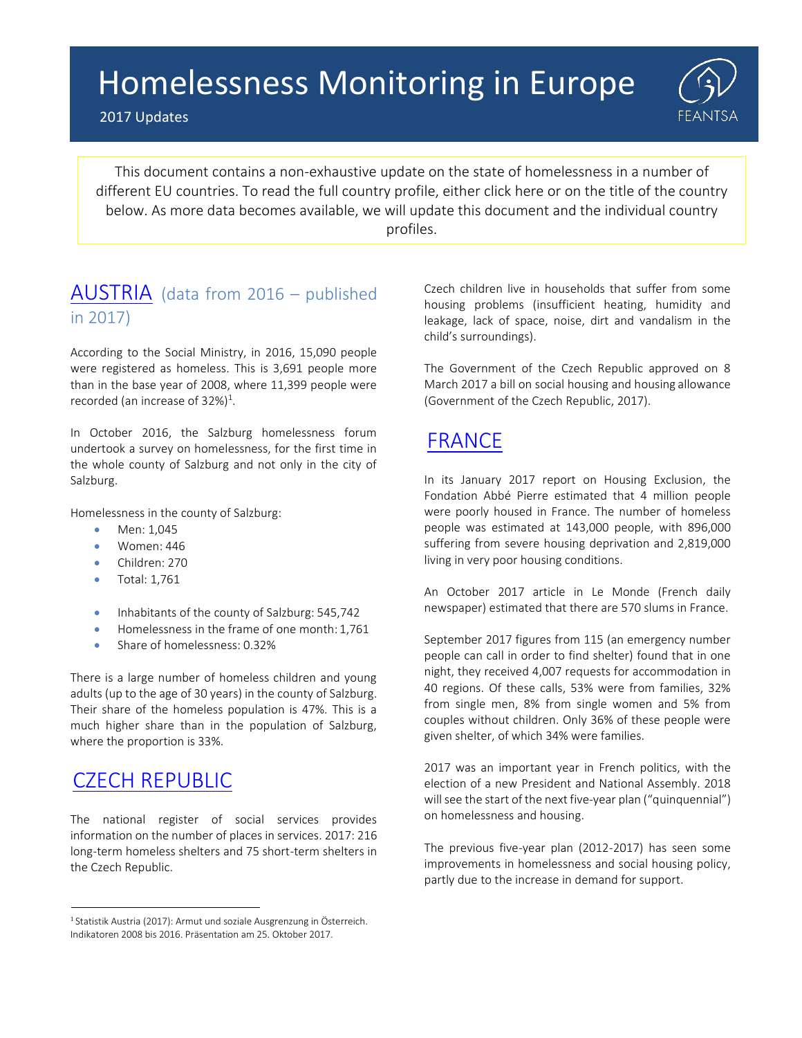# Homelessness Monitoring in Europe

2017 Updates

This document contains a non-exhaustive update on the state of homelessness in a number of different EU countries. To read the full country profile, either click here or on the title of the country below. As more data becomes available, we will update this document and the individual country profiles.

## AUSTRIA (data from 2016 – published in 2017)

According to the Social Ministry, in 2016, 15,090 people were registered as homeless. This is 3,691 people more than in the base year of 2008, where 11,399 people were recorded (an increase of 32%)[1].

In October 2016, the Salzburg homelessness forum undertook a survey on homelessness, for the first time in the whole county of Salzburg and not only in the city of Salzburg.

Homelessness in the county of Salzburg:

- Men: 1,045
- Women: 446
- Children: 270
- Total: 1,761

- Inhabitants of the county of Salzburg: 545,742
- Homelessness in the frame of one month: 1,761
- Share of homelessness: 0.32%

There is a large number of homeless children and young adults (up to the age of 30 years) in the county of Salzburg. Their share of the homeless population is 47%. This is a much higher share than in the population of Salzburg, where the proportion is 33%.

## CZECH REPUBLIC

The national register of social services provides information on the number of places in services. 2017: 216 long-term homeless shelters and 75 short-term shelters in the Czech Republic.

Czech children live in households that suffer from some housing problems (insufficient heating, humidity and leakage, lack of space, noise, dirt and vandalism in the child's surroundings).

The Government of the Czech Republic approved on 8 March 2017 a bill on social housing and housing allowance (Government of the Czech Republic, 2017).

## FRANCE

In its January 2017 report on Housing Exclusion, the Fondation Abbé Pierre estimated that 4 million people were poorly housed in France. The number of homeless people was estimated at 143,000 people, with 896,000 suffering from severe housing deprivation and 2,819,000 living in very poor housing conditions.

An October 2017 article in Le Monde (French daily newspaper) estimated that there are 570 slums in France.

September 2017 figures from 115 (an emergency number people can call in order to find shelter) found that in one night, they received 4,007 requests for accommodation in 40 regions. Of these calls, 53% were from families, 32% from single men, 8% from single women and 5% from couples without children. Only 36% of these people were given shelter, of which 34% were families.

2017 was an important year in French politics, with the election of a new President and National Assembly. 2018 will see the start of the next five-year plan ("quinquennial") on homelessness and housing.

The previous five-year plan (2012-2017) has seen some improvements in homelessness and social housing policy, partly due to the increase in demand for support.

---

[1] Statistik Austria (2017): Armut und soziale Ausgrenzung in Österreich. Indikatoren 2008 bis 2016. Präsentation am 25. Oktober 2017.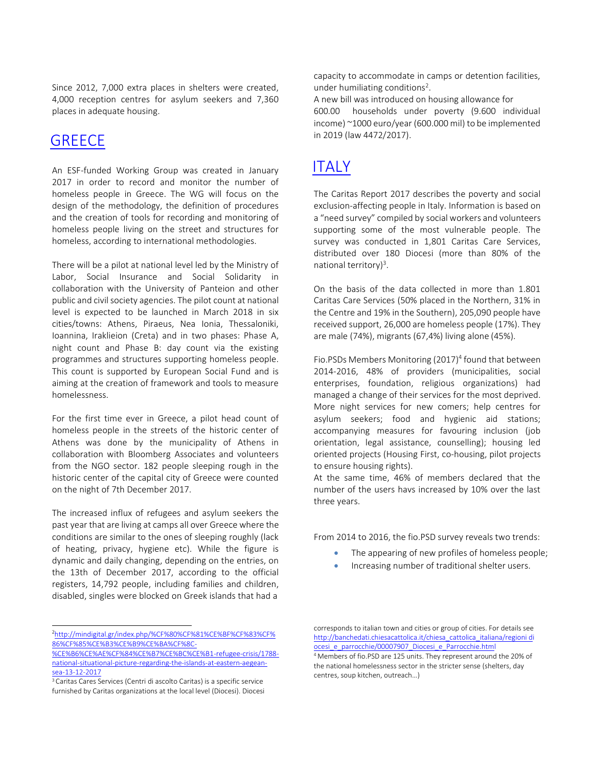Since 2012, 7,000 extra places in shelters were created, 4,000 reception centres for asylum seekers and 7,360 places in adequate housing.

## GREECE

An ESF-funded Working Group was created in January 2017 in order to record and monitor the number of homeless people in Greece. The WG will focus on the design of the methodology, the definition of procedures and the creation of tools for recording and monitoring of homeless people living on the street and structures for homeless, according to international methodologies.

There will be a pilot at national level led by the Ministry of Labor, Social Insurance and Social Solidarity in collaboration with the University of Panteion and other public and civil society agencies. The pilot count at national level is expected to be launched in March 2018 in six cities/towns: Athens, Piraeus, Nea Ionia, Thessaloniki, Ioannina, Iraklieion (Creta) and in two phases: Phase A, night count and Phase B: day count via the existing programmes and structures supporting homeless people. This count is supported by European Social Fund and is aiming at the creation of framework and tools to measure homelessness.

For the first time ever in Greece, a pilot head count of homeless people in the streets of the historic center of Athens was done by the municipality of Athens in collaboration with Bloomberg Associates and volunteers from the NGO sector. 182 people sleeping rough in the historic center of the capital city of Greece were counted on the night of 7th December 2017.

The increased influx of refugees and asylum seekers the past year that are living at camps all over Greece where the conditions are similar to the ones of sleeping roughly (lack of heating, privacy, hygiene etc). While the figure is dynamic and daily changing, depending on the entries, on the 13th of December 2017, according to the official registers, 14,792 people, including families and children, disabled, singles were blocked on Greek islands that had a capacity to accommodate in camps or detention facilities, under humiliating conditions[2].

A new bill was introduced on housing allowance for 600.00 households under poverty (9.600 individual income) ~1000 euro/year (600.000 mil) to be implemented in 2019 (law 4472/2017).

## ITALY

The Caritas Report 2017 describes the poverty and social exclusion-affecting people in Italy. Information is based on a "need survey" compiled by social workers and volunteers supporting some of the most vulnerable people. The survey was conducted in 1,801 Caritas Care Services, distributed over 180 Diocesi (more than 80% of the national territory)[3].

On the basis of the data collected in more than 1.801 Caritas Care Services (50% placed in the Northern, 31% in the Centre and 19% in the Southern), 205,090 people have received support, 26,000 are homeless people (17%). They are male (74%), migrants (67,4%) living alone (45%).

Fio.PSDs Members Monitoring (2017)[4] found that between 2014-2016, 48% of providers (municipalities, social enterprises, foundation, religious organizations) had managed a change of their services for the most deprived. More night services for new comers; help centres for asylum seekers; food and hygienic aid stations; accompanying measures for favouring inclusion (job orientation, legal assistance, counselling); housing led oriented projects (Housing First, co-housing, pilot projects to ensure housing rights).

At the same time, 46% of members declared that the number of the users havs increased by 10% over the last three years.

From 2014 to 2016, the fio.PSD survey reveals two trends:

- The appearing of new profiles of homeless people;
- Increasing number of traditional shelter users.

---

[2] http://mindigital.gr/index.php/%CF%80%CF%81%CE%BF%CF%83%CF%86%CF%85%CE%B3%CE%B9%CE%BA%CF%8C-%CE%B6%CE%AE%CF%84%CE%B7%CE%BC%CE%B1-refugee-crisis/1788-national-situational-picture-regarding-the-islands-at-eastern-aegean-sea-13-12-2017

[3] Caritas Cares Services (Centri di ascolto Caritas) is a specific service furnished by Caritas organizations at the local level (Diocesi). Diocesi corresponds to italian town and cities or group of cities. For details see http://banchedati.chiesacattolica.it/chiesa_cattolica_italiana/regioni diocesi_e_parrocchie/00007907_Diocesi_e_Parrocchie.html

[4] Members of fio.PSD are 125 units. They represent around the 20% of the national homelessness sector in the stricter sense (shelters, day centres, soup kitchen, outreach…)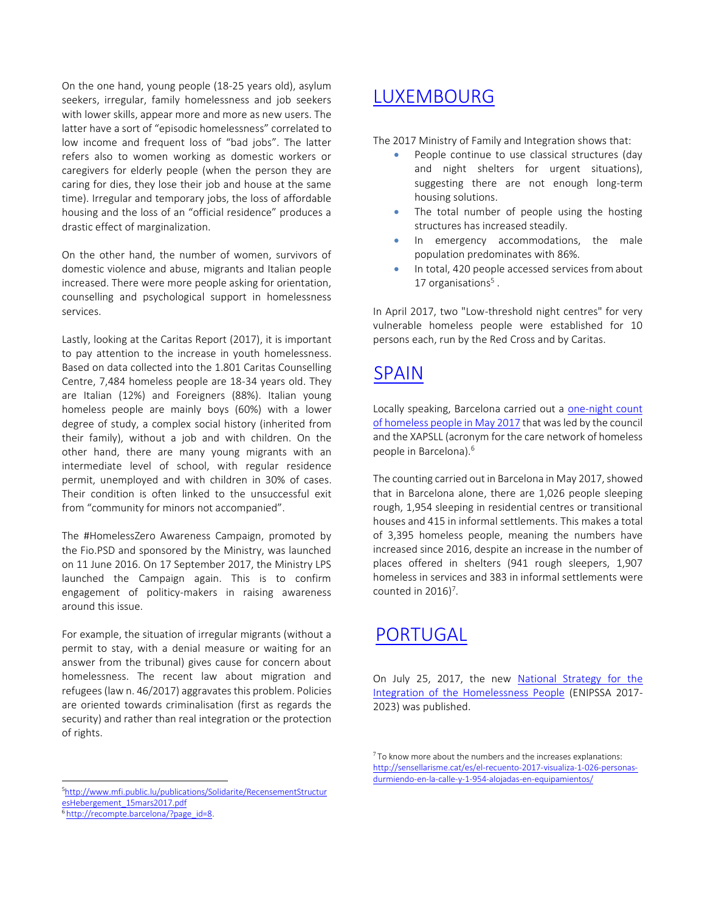On the one hand, young people (18-25 years old), asylum seekers, irregular, family homelessness and job seekers with lower skills, appear more and more as new users. The latter have a sort of "episodic homelessness" correlated to low income and frequent loss of "bad jobs". The latter refers also to women working as domestic workers or caregivers for elderly people (when the person they are caring for dies, they lose their job and house at the same time). Irregular and temporary jobs, the loss of affordable housing and the loss of an "official residence" produces a drastic effect of marginalization.

On the other hand, the number of women, survivors of domestic violence and abuse, migrants and Italian people increased. There were more people asking for orientation, counselling and psychological support in homelessness services.

Lastly, looking at the Caritas Report (2017), it is important to pay attention to the increase in youth homelessness. Based on data collected into the 1.801 Caritas Counselling Centre, 7,484 homeless people are 18-34 years old. They are Italian (12%) and Foreigners (88%). Italian young homeless people are mainly boys (60%) with a lower degree of study, a complex social history (inherited from their family), without a job and with children. On the other hand, there are many young migrants with an intermediate level of school, with regular residence permit, unemployed and with children in 30% of cases. Their condition is often linked to the unsuccessful exit from "community for minors not accompanied".

The #HomelessZero Awareness Campaign, promoted by the Fio.PSD and sponsored by the Ministry, was launched on 11 June 2016. On 17 September 2017, the Ministry LPS launched the Campaign again. This is to confirm engagement of politicy-makers in raising awareness around this issue.

For example, the situation of irregular migrants (without a permit to stay, with a denial measure or waiting for an answer from the tribunal) gives cause for concern about homelessness. The recent law about migration and refugees (law n. 46/2017) aggravates this problem. Policies are oriented towards criminalisation (first as regards the security) and rather than real integration or the protection of rights.

## LUXEMBOURG

The 2017 Ministry of Family and Integration shows that:

- People continue to use classical structures (day and night shelters for urgent situations), suggesting there are not enough long-term housing solutions.
- The total number of people using the hosting structures has increased steadily.
- In emergency accommodations, the male population predominates with 86%.
- In total, 420 people accessed services from about 17 organisations[5] .

In April 2017, two "Low-threshold night centres" for very vulnerable homeless people were established for 10 persons each, run by the Red Cross and by Caritas.

## SPAIN

Locally speaking, Barcelona carried out a one-night count of homeless people in May 2017 that was led by the council and the XAPSLL (acronym for the care network of homeless people in Barcelona).[6]

The counting carried out in Barcelona in May 2017, showed that in Barcelona alone, there are 1,026 people sleeping rough, 1,954 sleeping in residential centres or transitional houses and 415 in informal settlements. This makes a total of 3,395 homeless people, meaning the numbers have increased since 2016, despite an increase in the number of places offered in shelters (941 rough sleepers, 1,907 homeless in services and 383 in informal settlements were counted in 2016)[7].

## PORTUGAL

On July 25, 2017, the new National Strategy for the Integration of the Homelessness People (ENIPSSA 2017-2023) was published.

---

[5] http://www.mfi.public.lu/publications/Solidarite/RecensementStructuresHebergement_15mars2017.pdf

[6] http://recompte.barcelona/?page_id=8.

[7] To know more about the numbers and the increases explanations: http://sensellarisme.cat/es/el-recuento-2017-visualiza-1-026-personas-durmiendo-en-la-calle-y-1-954-alojadas-en-equipamientos/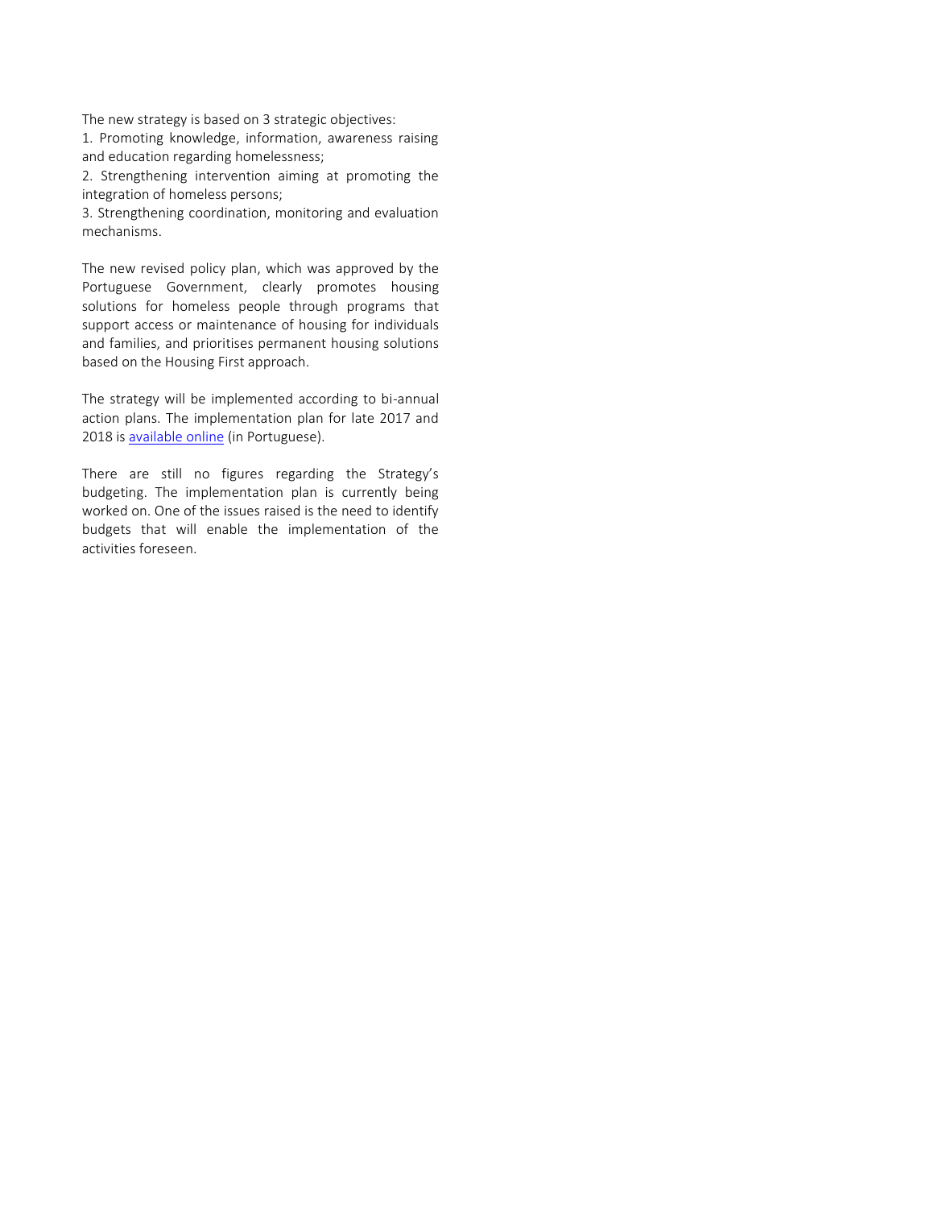The new strategy is based on 3 strategic objectives:

1. Promoting knowledge, information, awareness raising and education regarding homelessness;
2. Strengthening intervention aiming at promoting the integration of homeless persons;
3. Strengthening coordination, monitoring and evaluation mechanisms.

The new revised policy plan, which was approved by the Portuguese Government, clearly promotes housing solutions for homeless people through programs that support access or maintenance of housing for individuals and families, and prioritises permanent housing solutions based on the Housing First approach.

The strategy will be implemented according to bi-annual action plans. The implementation plan for late 2017 and 2018 is available online (in Portuguese).

There are still no figures regarding the Strategy's budgeting. The implementation plan is currently being worked on. One of the issues raised is the need to identify budgets that will enable the implementation of the activities foreseen.